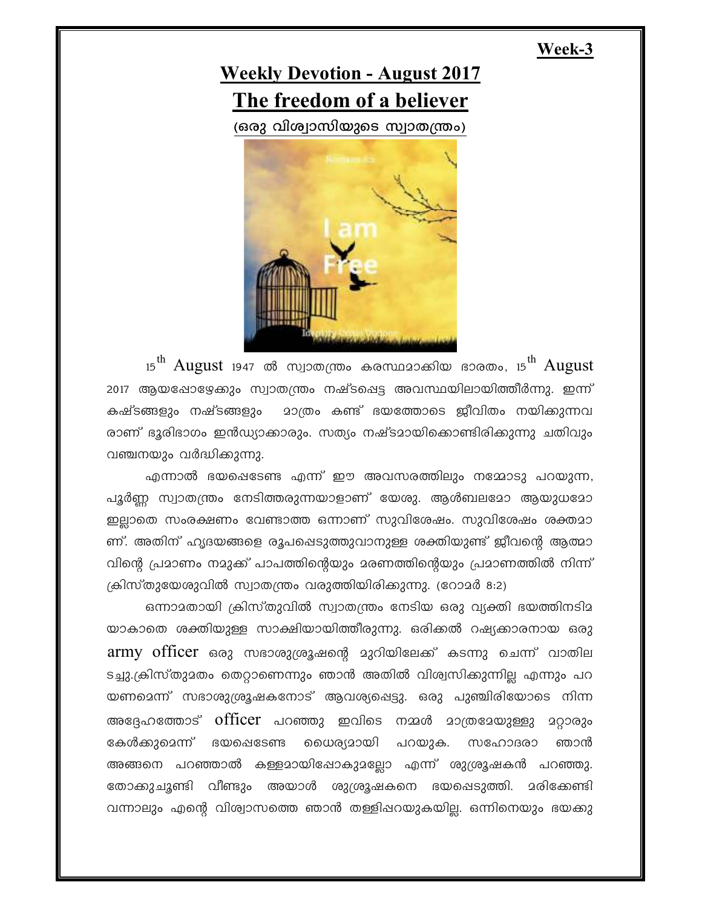**Week-3**

# Weekly Devotion - August 2017

# The freedom of a believer

**(ഒരു വിശ്വാസിയുടെ സ്വാതന്ത്രം)**

15th August 1947 ൽ സ്വാതന്ത്രം കരസ്ഥമാക്കിയ ഭാരതം, 15th August 2017 ആയപ്പോഴേക്കും സ്വാതന്ത്രം നഷ്ടപ്പെട്ട അവസ്ഥയിലായിത്തീർന്നു. ഇന്ന് കഷ്ടങ്ങളും നഷ്ടങ്ങളും മാത്രം കണ്ട് ഭയത്തോടെ ജീവിതം നയിക്കുന്നവ രാണ് ഭൂരിഭാഗം ഇൻഡ്യാക്കാരും. സത്യം നഷ്ടമായിക്കൊണ്ടിരിക്കുന്നു ചതിവും വഞ്ചനയും വർദ്ധിക്കുന്നു.

എന്നാൽ ഭയപ്പെടേണ്ട എന്ന് ഈ അവസരത്തിലും നമ്മോടു പറയുന്ന, പൂർണ്ണ സ്വാതന്ത്രം നേടിത്തരുന്നയാളാണ് യേശു. ആൾബലമോ ആയുധമോ ഇല്ലാതെ സംരക്ഷണം വേണ്ടാത്ത ഒന്നാണ് സുവിശേഷം. സുവിശേഷം ശക്തമാ ണ്. അതിന് ഹൃദയങ്ങളെ രൂപപ്പെടുത്തുവാനുള്ള ശക്തിയുണ്ട് ജീവന്റെ ആത്മാ വിന്റെ പ്രമാണം നമുക്ക് പാപത്തിന്റെയും മരണത്തിന്റെയും പ്രമാണത്തിൽ നിന്ന് ക്രിസ്തുയേശുവിൽ സ്വാതന്ത്രം വരുത്തിയിരിക്കുന്നു. (റോമർ 8:2)

ഒന്നാമതായി ക്രിസ്തുവിൽ സ്വാതന്ത്രം നേടിയ ഒരു വ്യക്തി ഭയത്തിനടിമ യാകാതെ ശക്തിയുള്ള സാക്ഷിയായിത്തീരുന്നു. ഒരിക്കൽ റഷ്യക്കാരനായ ഒരു army officer ഒരു സഭാശുശ്രൂഷന്റെ മുറിയിലേക്ക് കടന്നു ചെന്ന് വാതില ടച്ചു.ക്രിസ്തുമതം തെറ്റാണെന്നും ഞാൻ അതിൽ വിശ്വസിക്കുന്നില്ല എന്നും പറ യണമെന്ന് സഭാശുശ്രൂഷകനോട് ആവശ്യപ്പെട്ടു. ഒരു പുഞ്ചിരിയോടെ നിന്ന അദ്ദേഹത്തോട് officer പറഞ്ഞു ഇവിടെ നമ്മൾ മാത്രമേയുള്ളു മറ്റാരും കേൾക്കുമെന്ന് ഭയപ്പെടേണ്ട ധൈര്യമായി പറയുക. സഹോദരാ ഞാൻ അങ്ങനെ പറഞ്ഞാൽ കള്ളമായിപ്പോകുമല്ലോ എന്ന് ശുശ്രൂഷകൻ പറഞ്ഞു. തോക്കുചൂണ്ടി വീണ്ടും അയാൾ ശുശ്രൂഷകനെ ഭയപ്പെടുത്തി. മരിക്കേണ്ടി വന്നാലും എന്റെ വിശ്വാസത്തെ ഞാൻ തള്ളിപ്പറയുകയില്ല. ഒന്നിനെയും ഭയക്കു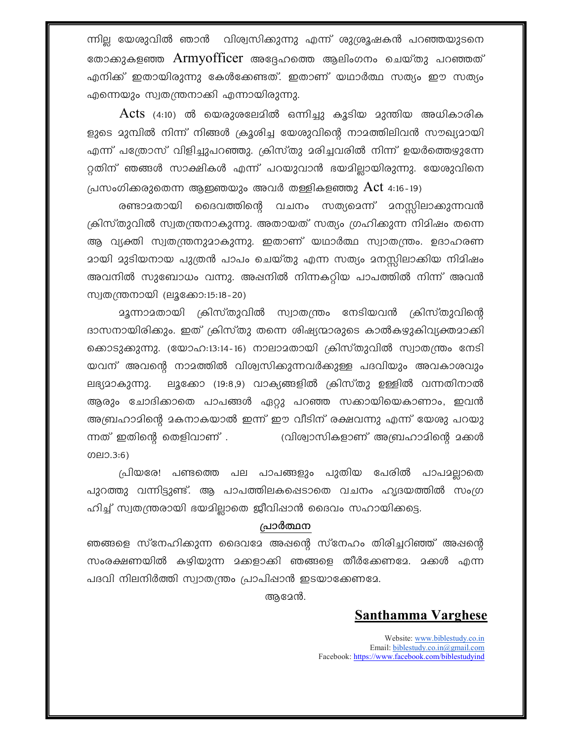ന്നില്ല യേശുവിൽ ഞാൻ വിശ്വസിക്കുന്നു എന്ന് ശുശ്രൂഷകൻ പറഞ്ഞയുടനെ തോക്കുകളഞ്ഞ Armyofficer അദ്ദേഹത്തെ ആലിംഗനം ചെയ്തു പറഞ്ഞത് എനിക്ക് ഇതായിരുന്നു കേൾക്കേണ്ടത്. ഇതാണ് യഥാർത്ഥ സത്യം ഈ സത്യം എന്നെയും സ്വതന്ത്രനാക്കി എന്നായിരുന്നു.

Acts (4:10) ൽ യെരുശലേമിൽ ഒന്നിച്ചു കൂടിയ മന്ത്രിയ അധികാരികളുടെ മുമ്പിൽ നിന്ന് നിങ്ങൾ ക്രൂശിച്ച യേശുവിന്റെ നാമത്തിലിവൻ സൗഖ്യമായി എന്ന് പത്രോസ് വിളിച്ചുപറഞ്ഞു. ക്രിസ്തു മരിച്ചവരിൽ നിന്ന് ഉയർത്തെഴുന്നേറ്റതിന് ഞങ്ങൾ സാക്ഷികൾ എന്ന് പറയുവാൻ ഭയമില്ലായിരുന്നു. യേശുവിനെ പ്രസംഗിക്കരുതെന്ന ആജ്ഞയും അവർ തള്ളികളഞ്ഞു Act 4:16-19)

രണ്ടാമതായി ദൈവത്തിന്റെ വചനം സത്യമെന്ന് മനസ്സിലാക്കുന്നവൻ ക്രിസ്തുവിൽ സ്വതന്ത്രനാകുന്നു. അതായത് സത്യം ഗ്രഹിക്കുന്ന നിമിഷം തന്നെ ആ വ്യക്തി സ്വതന്ത്രനുമാകുന്നു. ഇതാണ് യഥാർത്ഥ സ്വാതന്ത്രം. ഉദാഹരണമായി മുടിയനായ പുത്രൻ പാപം ചെയ്തു എന്ന സത്യം മനസ്സിലാക്കിയ നിമിഷം അവനിൽ സുബോധം വന്നു. അപ്പനിൽ നിന്നകറ്റിയ പാപത്തിൽ നിന്ന് അവൻ സ്വതന്ത്രനായി (ലൂക്കോ:15:18-20)

മൂന്നാമതായി ക്രിസ്തുവിൽ സ്വാതന്ത്രം നേടിയവൻ ക്രിസ്തുവിന്റെ ദാസനായിരിക്കും. ഇത് ക്രിസ്തു തന്നെ ശിഷ്യന്മാരുടെ കാൽകഴുകിവ്യക്തമാക്കി ക്കൊടുക്കുന്നു. (യോഹ:13:14-16) നാലാമതായി ക്രിസ്തുവിൽ സ്വാതന്ത്രം നേടിയവന് അവന്റെ നാമത്തിൽ വിശ്വസിക്കുന്നവർക്കുള്ള പദവിയും അവകാശവും ലഭ്യമാകുന്നു. ലൂക്കോ (19:8,9) വാക്യങ്ങളിൽ ക്രിസ്തു ഉള്ളിൽ വന്നതിനാൽ ആരും ചോദിക്കാതെ പാപങ്ങൾ ഏറ്റു പറഞ്ഞ സക്കായിയെകാണാം, ഇവൻ അബ്രഹാമിന്റെ മകനാകയാൽ ഇന്ന് ഈ വീടിന് രക്ഷവന്നു എന്ന് യേശു പറയുന്നത് ഇതിന്റെ തെളിവാണ് . (വിശ്വാസികളാണ് അബ്രഹാമിന്റെ മക്കൾ ഗലാ.3:6)

പ്രിയരേ! പണ്ടത്തെ പല പാപങ്ങളും പുതിയ പേരിൽ പാപമല്ലാതെ പുറത്തു വന്നിട്ടുണ്ട്. ആ പാപത്തിലകപ്പെടാതെ വചനം ഹൃദയത്തിൽ സംഗ്രഹിച്ച് സ്വതന്ത്രരായി ഭയമില്ലാതെ ജീവിപ്പാൻ ദൈവം സഹായിക്കട്ടെ.

## പ്രാർത്ഥന

ഞങ്ങളെ സ്നേഹിക്കുന്ന ദൈവമേ അപ്പന്റെ സ്നേഹം തിരിച്ചറിഞ്ഞ് അപ്പന്റെ സംരക്ഷണയിൽ കഴിയുന്ന മക്കളാക്കി ഞങ്ങളെ തീർക്കേണമേ. മക്കൾ എന്ന പദവി നിലനിർത്തി സ്വാതന്ത്രം പ്രാപിപ്പാൻ ഇടയാക്കേണമേ.

ആമേൻ.

**Santhamma Varghese**

Website: www.biblestudy.co.in
Email: biblestudy.co.in@gmail.com
Facebook: https://www.facebook.com/biblestudyind